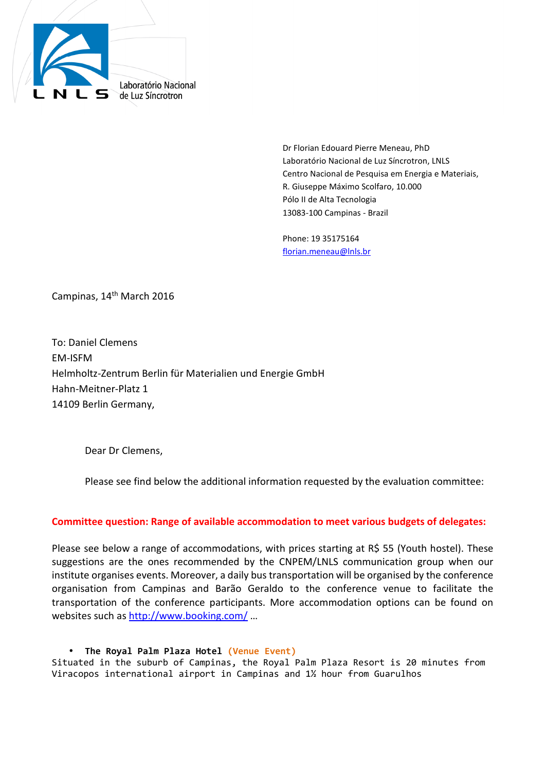Laboratório Nacional de Luz Síncrotron

Dr Florian Edouard Pierre Meneau, PhD
Laboratório Nacional de Luz Síncrotron, LNLS
Centro Nacional de Pesquisa em Energia e Materiais,
R. Giuseppe Máximo Scolfaro, 10.000
Pólo II de Alta Tecnologia
13083-100 Campinas - Brazil

Phone: 19 35175164
florian.meneau@lnls.br

Campinas, 14th March 2016

To: Daniel Clemens
EM-ISFM
Helmholtz-Zentrum Berlin für Materialien und Energie GmbH
Hahn-Meitner-Platz 1
14109 Berlin Germany,

Dear Dr Clemens,

Please see find below the additional information requested by the evaluation committee:

**Committee question: Range of available accommodation to meet various budgets of delegates:**

Please see below a range of accommodations, with prices starting at R$ 55 (Youth hostel). These suggestions are the ones recommended by the CNPEM/LNLS communication group when our institute organises events. Moreover, a daily bus transportation will be organised by the conference organisation from Campinas and Barão Geraldo to the conference venue to facilitate the transportation of the conference participants. More accommodation options can be found on websites such as http://www.booking.com/ …

- **The Royal Palm Plaza Hotel** **(Venue Event)**

Situated in the suburb of Campinas, the Royal Palm Plaza Resort is 20 minutes from Viracopos international airport in Campinas and 1½ hour from Guarulhos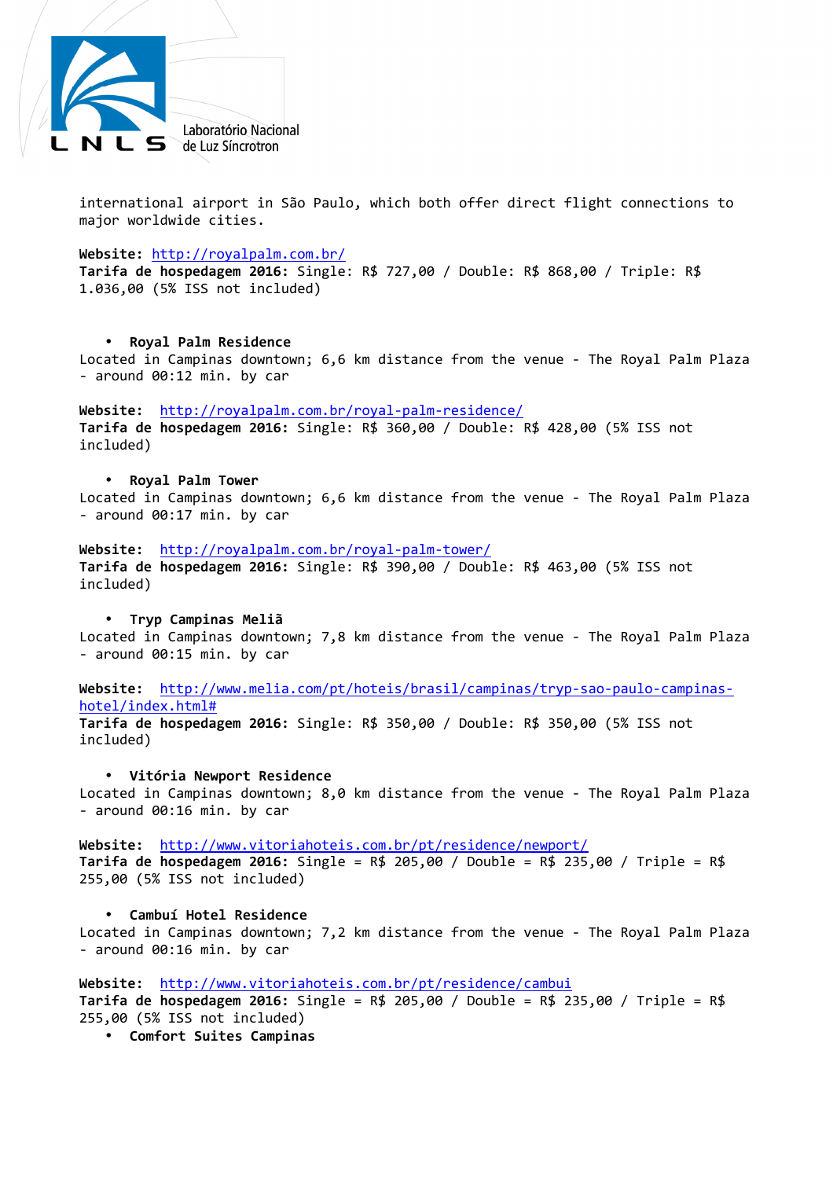international airport in São Paulo, which both offer direct flight connections to major worldwide cities.

**Website:** http://royalpalm.com.br/
**Tarifa de hospedagem 2016:** Single: R$ 727,00 / Double: R$ 868,00 / Triple: R$ 1.036,00 (5% ISS not included)

- **Royal Palm Residence**

Located in Campinas downtown; 6,6 km distance from the venue - The Royal Palm Plaza - around 00:12 min. by car

**Website:** http://royalpalm.com.br/royal-palm-residence/
**Tarifa de hospedagem 2016:** Single: R$ 360,00 / Double: R$ 428,00 (5% ISS not included)

- **Royal Palm Tower**

Located in Campinas downtown; 6,6 km distance from the venue - The Royal Palm Plaza - around 00:17 min. by car

**Website:** http://royalpalm.com.br/royal-palm-tower/
**Tarifa de hospedagem 2016:** Single: R$ 390,00 / Double: R$ 463,00 (5% ISS not included)

- **Tryp Campinas Meliã**

Located in Campinas downtown; 7,8 km distance from the venue - The Royal Palm Plaza - around 00:15 min. by car

**Website:** http://www.melia.com/pt/hoteis/brasil/campinas/tryp-sao-paulo-campinas-hotel/index.html#
**Tarifa de hospedagem 2016:** Single: R$ 350,00 / Double: R$ 350,00 (5% ISS not included)

- **Vitória Newport Residence**

Located in Campinas downtown; 8,0 km distance from the venue - The Royal Palm Plaza - around 00:16 min. by car

**Website:** http://www.vitoriahoteis.com.br/pt/residence/newport/
**Tarifa de hospedagem 2016:** Single = R$ 205,00 / Double = R$ 235,00 / Triple = R$ 255,00 (5% ISS not included)

- **Cambuí Hotel Residence**

Located in Campinas downtown; 7,2 km distance from the venue - The Royal Palm Plaza - around 00:16 min. by car

**Website:** http://www.vitoriahoteis.com.br/pt/residence/cambui
**Tarifa de hospedagem 2016:** Single = R$ 205,00 / Double = R$ 235,00 / Triple = R$ 255,00 (5% ISS not included)

- **Comfort Suites Campinas**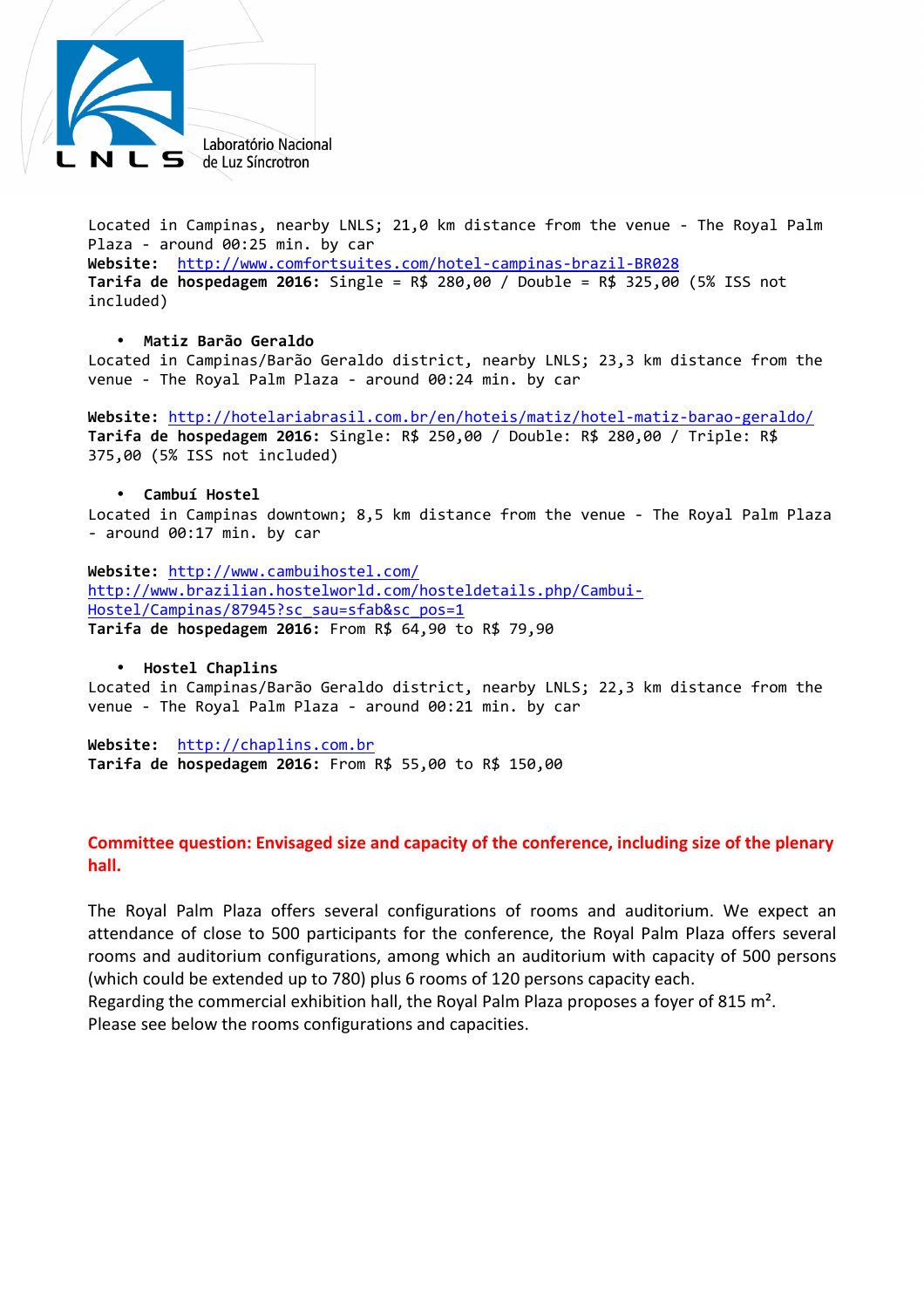Located in Campinas, nearby LNLS; 21,0 km distance from the venue - The Royal Palm Plaza - around 00:25 min. by car
**Website:** http://www.comfortsuites.com/hotel-campinas-brazil-BR028
**Tarifa de hospedagem 2016:** Single = R$ 280,00 / Double = R$ 325,00 (5% ISS not included)

- **Matiz Barão Geraldo**

Located in Campinas/Barão Geraldo district, nearby LNLS; 23,3 km distance from the venue - The Royal Palm Plaza - around 00:24 min. by car

**Website:** http://hotelariabrasil.com.br/en/hoteis/matiz/hotel-matiz-barao-geraldo/
**Tarifa de hospedagem 2016:** Single: R$ 250,00 / Double: R$ 280,00 / Triple: R$ 375,00 (5% ISS not included)

- **Cambuí Hostel**

Located in Campinas downtown; 8,5 km distance from the venue - The Royal Palm Plaza - around 00:17 min. by car

**Website:** http://www.cambuihostel.com/
http://www.brazilian.hostelworld.com/hosteldetails.php/Cambui-Hostel/Campinas/87945?sc_sau=sfab&sc_pos=1
**Tarifa de hospedagem 2016:** From R$ 64,90 to R$ 79,90

- **Hostel Chaplins**

Located in Campinas/Barão Geraldo district, nearby LNLS; 22,3 km distance from the venue - The Royal Palm Plaza - around 00:21 min. by car

**Website:** http://chaplins.com.br
**Tarifa de hospedagem 2016:** From R$ 55,00 to R$ 150,00

**Committee question: Envisaged size and capacity of the conference, including size of the plenary hall.**

The Royal Palm Plaza offers several configurations of rooms and auditorium. We expect an attendance of close to 500 participants for the conference, the Royal Palm Plaza offers several rooms and auditorium configurations, among which an auditorium with capacity of 500 persons (which could be extended up to 780) plus 6 rooms of 120 persons capacity each.
Regarding the commercial exhibition hall, the Royal Palm Plaza proposes a foyer of 815 m².
Please see below the rooms configurations and capacities.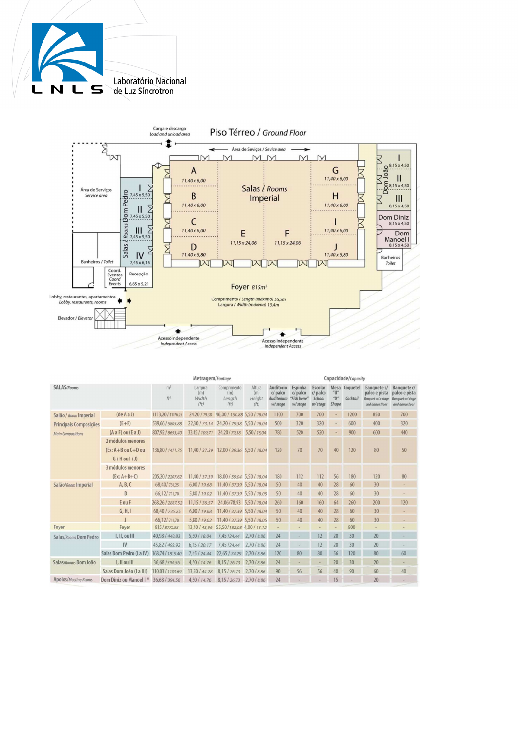Laboratório Nacional de Luz Síncrotron

# Piso Térreo / *Ground Floor*

Carga e descarga / *Load and unload area*

Área de Seviços / *Service area*

Área de Serviços / *Service area*

Salas / *Rooms* Dom Pedro: I 7,45 x 5,50; II 7,45 x 5,50; III 7,45 x 5,50; IV 7,45 x 6,15

Salas / *Rooms* Imperial: A 11,40 x 6,00; B 11,40 x 6,00; C 11,40 x 6,00; D 11,40 x 5,80; E 11,15 x 24,06; F 11,15 x 24,06; G 11,40 x 6,00; H 11,40 x 6,00; I 11,40 x 6,00; J 11,40 x 5,80

Dom João: I 8,15 x 4,50; II 8,15 x 4,50; III 8,15 x 4,50

Dom Diniz 8,15 x 4,50

Dom Manoel I 8,15 x 4,50

Banheiros / *Toilet*

Coord. Eventos / *Coord Events*

Recepção 6,65 x 5,21

Foyer 815m²

Comprimento / *Length* (máximo) 55,5m

Largura / *Width* (máxima) 13,4m

Lobby, restaurantes, apartamentos / *Lobby, restaurants, rooms*

Elevador / *Elevator*

Acesso Independente / *Independent Access*

| SALAS/*Rooms* | | Metragem/*Footage* m² / *ft²* | Largura (m) *Width (ft)* | Comprimento (m) *Length (ft)* | Altura (m) *Height (ft)* | Capacidade/*Capacity* Auditório c/ palco *Auditorium w/stage* | Espinha c/ palco *"Fish bone" w/stage* | Escolar c/ palco *School w/stage* | Mesa "U" *"U" Shape* | Coquetel *Cocktail* | Banquete s/ palco e pista *Banquet w/o stage and dance floor* | Banquete c/ palco e pista *Banquet w/ stage and dance floor* |
|---|---|---|---|---|---|---|---|---|---|---|---|---|
| Salão / *Room* Imperial | (de A a J) | 1113,20 / *11976,25* | 24,20 / *79,38* | 46,00 / *150,88* | 5,50 / *18,04* | 1100 | 700 | 700 | - | 1200 | 850 | 700 |
| Principais Composições | (E+F) | 539,66 / *5805,88* | 22,30 / *73,14* | 24,20 / *79,38* | 5,50 / *18,04* | 500 | 320 | 320 | - | 600 | 400 | 320 |
| *Main Compositions* | (A a F) ou (E a J) | 807,92 / *8693,40* | 33,45 / *109,71* | 24,20 / *79,38* | 5,50 / *18,04* | 780 | 520 | 520 | - | 900 | 600 | 440 |
| | 2 módulos menores (Ex: A+B ou C+D ou G+H ou I+J) | 136,80 / *1471,75* | 11,40 / *37,39* | 12,00 / *39,36* | 5,50 / *18,04* | 120 | 70 | 70 | 40 | 120 | 80 | 50 |
| | 3 módulos menores (Ex: A+B+C) | 205,20 / *2207,62* | 11,40 / *37,39* | 18,00 / *59,04* | 5,50 / *18,04* | 180 | 112 | 112 | 56 | 180 | 120 | 80 |
| Salão/*Room* Imperial | A, B, C | 68,40 / *736,25* | 6,00 / *19,68* | 11,40 / *37,39* | 5,50 / *18,04* | 50 | 40 | 40 | 28 | 60 | 30 | - |
| | D | 66,12 / *711,70* | 5,80 / *19,02* | 11,40 / *37,39* | 5,50 / *18,05* | 50 | 40 | 40 | 28 | 60 | 30 | - |
| | E ou F | 268,26 / *2887,52* | 11,15 / *36,57* | 24,06/*78,93* | 5,50 / *18,04* | 260 | 160 | 160 | 64 | 260 | 200 | 120 |
| | G, H, I | 68,40 / *736,25* | 6,00 / *19,68* | 11,40 / *37,39* | 5,50 / *18,04* | 50 | 40 | 40 | 28 | 60 | 30 | - |
| | J | 66,12 / *711,70* | 5,80 / *19,02* | 11,40 / *37,39* | 5,50 / *18,05* | 50 | 40 | 40 | 28 | 60 | 30 | - |
| Foyer | Foyer | 815 / *8772,58* | 13,40 / *43,96* | 55,50/*182,08* | 4,00 / *13,12* | - | - | - | - | 800 | - | - |
| Salas/*Rooms* Dom Pedro | I, II, ou III | 40,98 / *440,83* | 5,50 / *18,04* | 7,45 /*24,44* | 2,70 / *8,86* | 24 | - | 12 | 20 | 30 | 20 | - |
| | IV | 45,82 / *492,92* | 6,15 / *20,17* | 7,45 /*24,44* | 2,70 / *8,86* | 24 | - | 12 | 20 | 30 | 20 | - |
| | Salas Dom Pedro (I a IV) | 168,74 / *1815,40* | 7,45 / *24,44* | 22,65 / *74,29* | 2,70 / *8,86* | 120 | 80 | 80 | 56 | 120 | 80 | 60 |
| Salas/*Rooms* Dom João | I, II ou III | 36,68 /*394,56* | 4,50 / *14,76* | 8,15 / *26,73* | 2,70 / *8,86* | 24 | - | - | 20 | 30 | 20 | - |
| | Salas Dom João (I a III) | 110,03 / *1183,69* | 13,50 / *44,28* | 8,15 / *26,73* | 2,70 / *8,86* | 90 | 56 | 56 | 40 | 90 | 60 | 40 |
| Apoios/*Meeting Rooms* | Dom Diniz ou Manoel I* | 36,68 / *394,56* | 4,50 / *14,76* | 8,15 / *26,73* | 2,70 / *8,86* | 24 | - | - | 15 | - | 20 | - |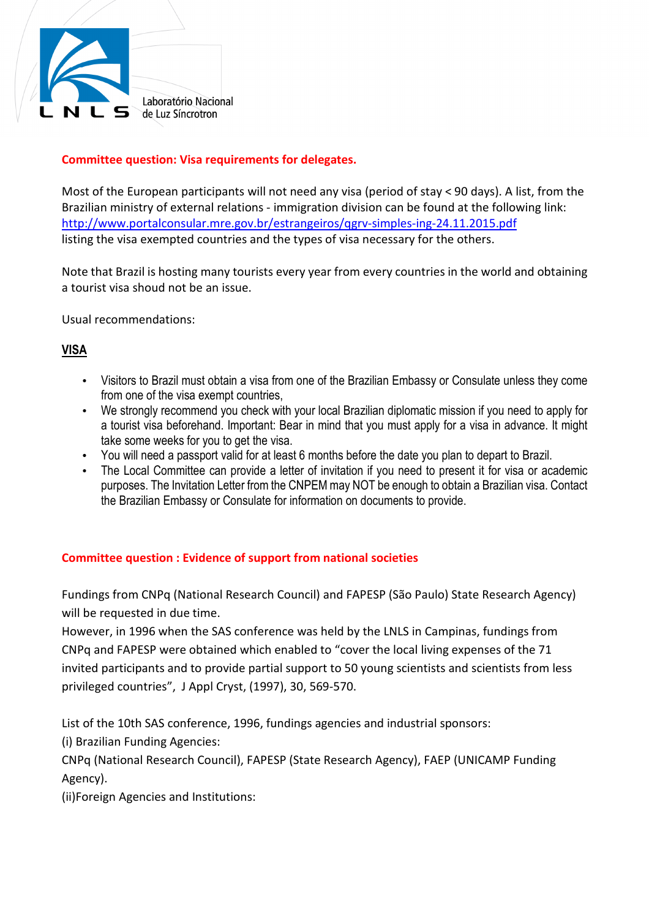Laboratório Nacional de Luz Síncrotron

**Committee question: Visa requirements for delegates.**

Most of the European participants will not need any visa (period of stay < 90 days). A list, from the Brazilian ministry of external relations - immigration division can be found at the following link: [http://www.portalconsular.mre.gov.br/estrangeiros/qgrv-simples-ing-24.11.2015.pdf](http://www.portalconsular.mre.gov.br/estrangeiros/qgrv-simples-ing-24.11.2015.pdf) listing the visa exempted countries and the types of visa necessary for the others.

Note that Brazil is hosting many tourists every year from every countries in the world and obtaining a tourist visa shoud not be an issue.

Usual recommendations:

## VISA

- Visitors to Brazil must obtain a visa from one of the Brazilian Embassy or Consulate unless they come from one of the visa exempt countries,
- We strongly recommend you check with your local Brazilian diplomatic mission if you need to apply for a tourist visa beforehand. Important: Bear in mind that you must apply for a visa in advance. It might take some weeks for you to get the visa.
- You will need a passport valid for at least 6 months before the date you plan to depart to Brazil.
- The Local Committee can provide a letter of invitation if you need to present it for visa or academic purposes. The Invitation Letter from the CNPEM may NOT be enough to obtain a Brazilian visa. Contact the Brazilian Embassy or Consulate for information on documents to provide.

**Committee question : Evidence of support from national societies**

Fundings from CNPq (National Research Council) and FAPESP (São Paulo) State Research Agency) will be requested in due time.
However, in 1996 when the SAS conference was held by the LNLS in Campinas, fundings from CNPq and FAPESP were obtained which enabled to "cover the local living expenses of the 71 invited participants and to provide partial support to 50 young scientists and scientists from less privileged countries", J Appl Cryst, (1997), 30, 569-570.

List of the 10th SAS conference, 1996, fundings agencies and industrial sponsors:
(i) Brazilian Funding Agencies:
CNPq (National Research Council), FAPESP (State Research Agency), FAEP (UNICAMP Funding Agency).
(ii)Foreign Agencies and Institutions: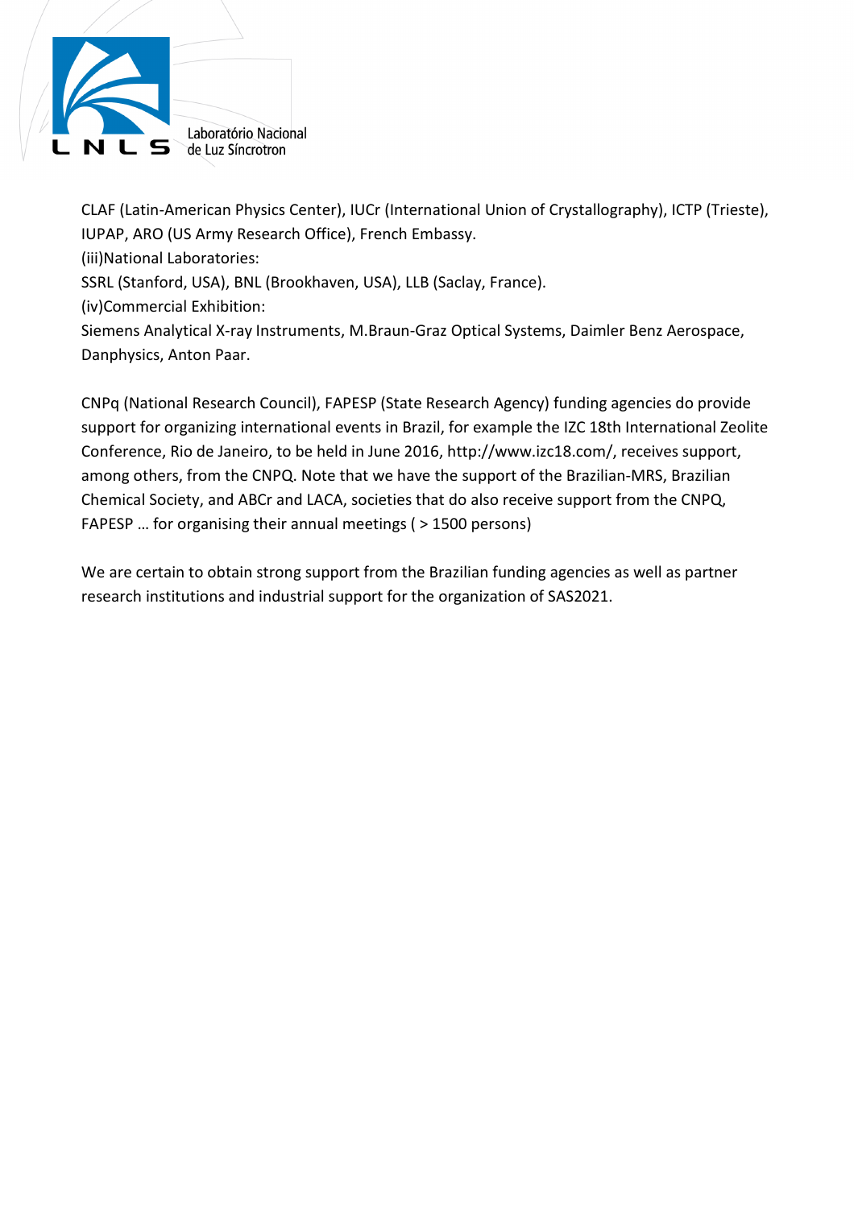CLAF (Latin-American Physics Center), IUCr (International Union of Crystallography), ICTP (Trieste), IUPAP, ARO (US Army Research Office), French Embassy.

(iii)National Laboratories:

SSRL (Stanford, USA), BNL (Brookhaven, USA), LLB (Saclay, France).

(iv)Commercial Exhibition:

Siemens Analytical X-ray Instruments, M.Braun-Graz Optical Systems, Daimler Benz Aerospace, Danphysics, Anton Paar.

CNPq (National Research Council), FAPESP (State Research Agency) funding agencies do provide support for organizing international events in Brazil, for example the IZC 18th International Zeolite Conference, Rio de Janeiro, to be held in June 2016, http://www.izc18.com/, receives support, among others, from the CNPQ. Note that we have the support of the Brazilian-MRS, Brazilian Chemical Society, and ABCr and LACA, societies that do also receive support from the CNPQ, FAPESP … for organising their annual meetings ( > 1500 persons)

We are certain to obtain strong support from the Brazilian funding agencies as well as partner research institutions and industrial support for the organization of SAS2021.